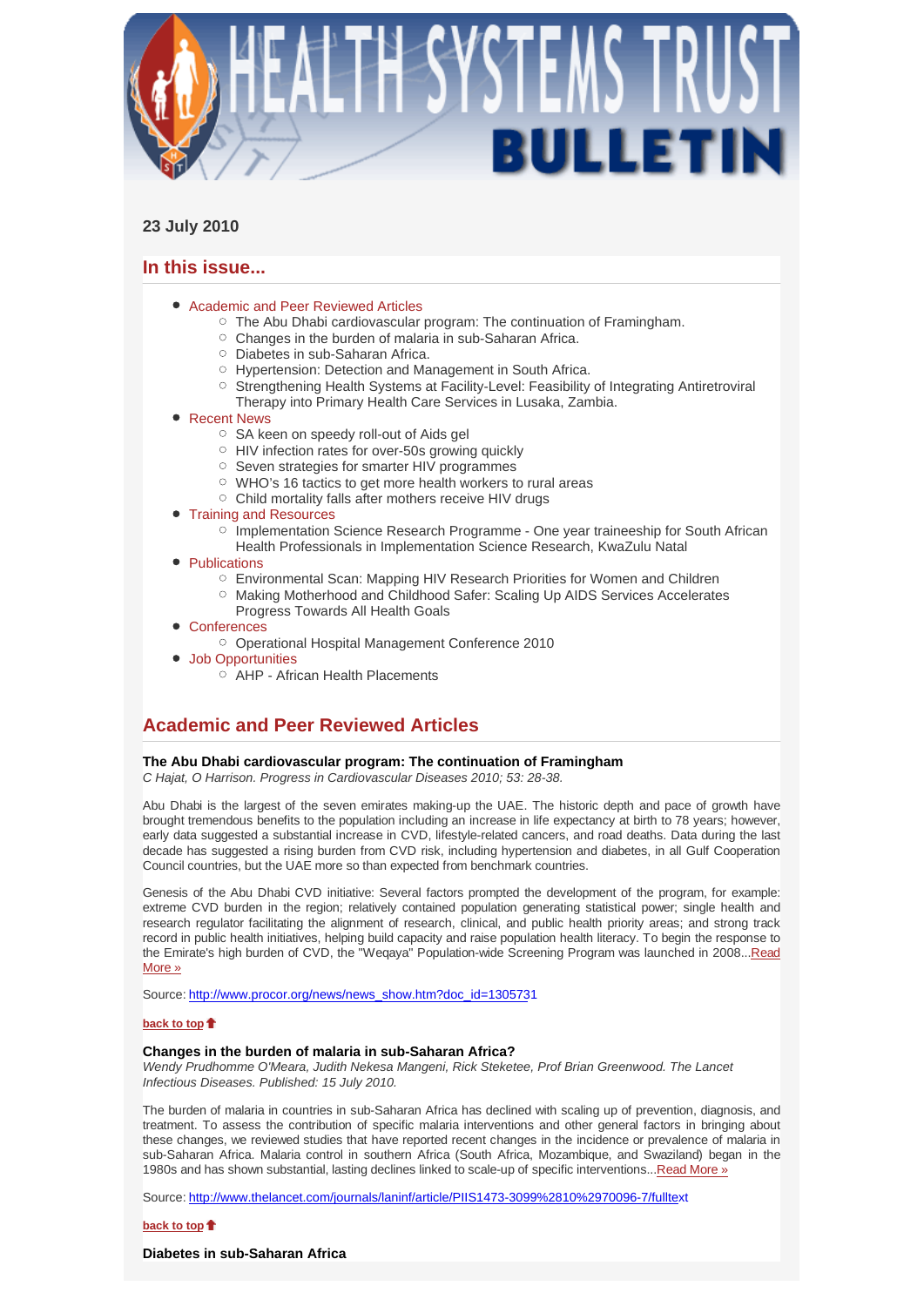# HEALTH SYSTEMS TRUST BULLETIN

**23 July 2010**

## In this issue...

- Academic and Peer Reviewed Articles
  - The Abu Dhabi cardiovascular program: The continuation of Framingham.
  - Changes in the burden of malaria in sub-Saharan Africa.
  - Diabetes in sub-Saharan Africa.
  - Hypertension: Detection and Management in South Africa.
  - Strengthening Health Systems at Facility-Level: Feasibility of Integrating Antiretroviral Therapy into Primary Health Care Services in Lusaka, Zambia.
- Recent News
  - SA keen on speedy roll-out of Aids gel
  - HIV infection rates for over-50s growing quickly
  - Seven strategies for smarter HIV programmes
  - WHO's 16 tactics to get more health workers to rural areas
  - Child mortality falls after mothers receive HIV drugs
- Training and Resources
  - Implementation Science Research Programme - One year traineeship for South African Health Professionals in Implementation Science Research, KwaZulu Natal
- Publications
  - Environmental Scan: Mapping HIV Research Priorities for Women and Children
  - Making Motherhood and Childhood Safer: Scaling Up AIDS Services Accelerates Progress Towards All Health Goals
- Conferences
  - Operational Hospital Management Conference 2010
- Job Opportunities
  - AHP - African Health Placements

## Academic and Peer Reviewed Articles

**The Abu Dhabi cardiovascular program: The continuation of Framingham**
*C Hajat, O Harrison. Progress in Cardiovascular Diseases 2010; 53: 28-38.*

Abu Dhabi is the largest of the seven emirates making-up the UAE. The historic depth and pace of growth have brought tremendous benefits to the population including an increase in life expectancy at birth to 78 years; however, early data suggested a substantial increase in CVD, lifestyle-related cancers, and road deaths. Data during the last decade has suggested a rising burden from CVD risk, including hypertension and diabetes, in all Gulf Cooperation Council countries, but the UAE more so than expected from benchmark countries.

Genesis of the Abu Dhabi CVD initiative: Several factors prompted the development of the program, for example: extreme CVD burden in the region; relatively contained population generating statistical power; single health and research regulator facilitating the alignment of research, clinical, and public health priority areas; and strong track record in public health initiatives, helping build capacity and raise population health literacy. To begin the response to the Emirate's high burden of CVD, the "Weqaya" Population-wide Screening Program was launched in 2008...Read More »

Source: http://www.procor.org/news/news_show.htm?doc_id=1305731

back to top

**Changes in the burden of malaria in sub-Saharan Africa?**
*Wendy Prudhomme O'Meara, Judith Nekesa Mangeni, Rick Steketee, Prof Brian Greenwood. The Lancet Infectious Diseases. Published: 15 July 2010.*

The burden of malaria in countries in sub-Saharan Africa has declined with scaling up of prevention, diagnosis, and treatment. To assess the contribution of specific malaria interventions and other general factors in bringing about these changes, we reviewed studies that have reported recent changes in the incidence or prevalence of malaria in sub-Saharan Africa. Malaria control in southern Africa (South Africa, Mozambique, and Swaziland) began in the 1980s and has shown substantial, lasting declines linked to scale-up of specific interventions...Read More »

Source: http://www.thelancet.com/journals/laninf/article/PIIS1473-3099%2810%2970096-7/fulltext

back to top

**Diabetes in sub-Saharan Africa**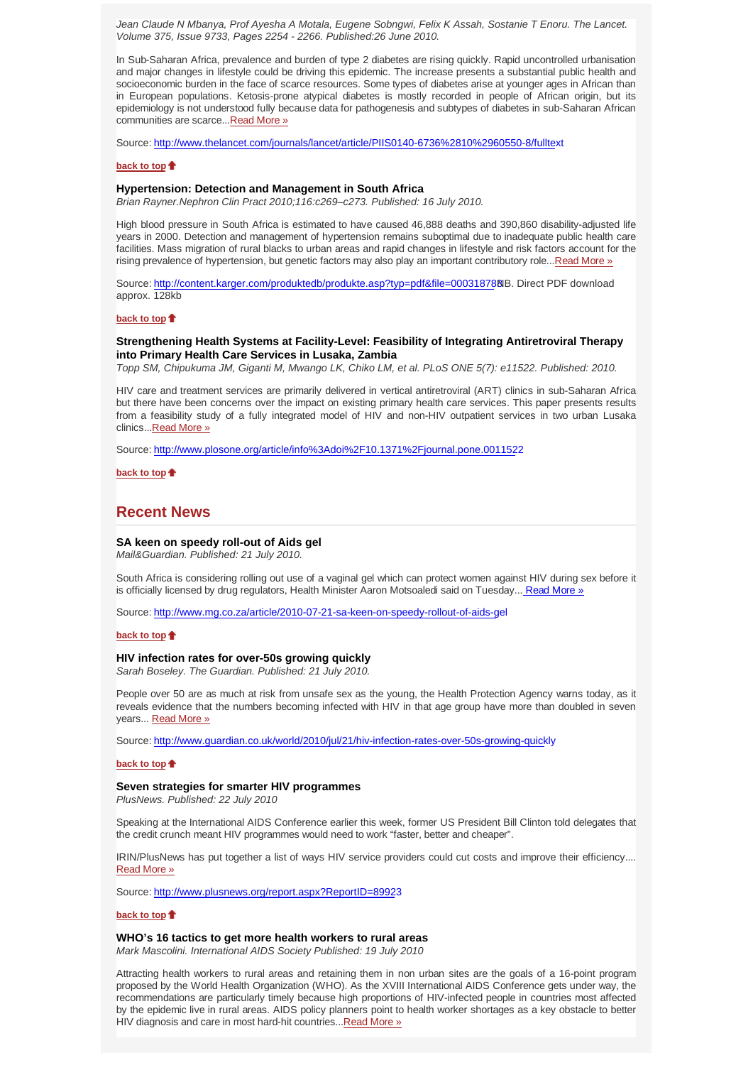*Jean Claude N Mbanya, Prof Ayesha A Motala, Eugene Sobngwi, Felix K Assah, Sostanie T Enoru. The Lancet. Volume 375, Issue 9733, Pages 2254 - 2266. Published:26 June 2010.*

In Sub-Saharan Africa, prevalence and burden of type 2 diabetes are rising quickly. Rapid uncontrolled urbanisation and major changes in lifestyle could be driving this epidemic. The increase presents a substantial public health and socioeconomic burden in the face of scarce resources. Some types of diabetes arise at younger ages in African than in European populations. Ketosis-prone atypical diabetes is mostly recorded in people of African origin, but its epidemiology is not understood fully because data for pathogenesis and subtypes of diabetes in sub-Saharan African communities are scarce...Read More »

Source: http://www.thelancet.com/journals/lancet/article/PIIS0140-6736%2810%2960550-8/fulltext

**back to top**

### Hypertension: Detection and Management in South Africa

*Brian Rayner.Nephron Clin Pract 2010;116:c269–c273. Published: 16 July 2010.*

High blood pressure in South Africa is estimated to have caused 46,888 deaths and 390,860 disability-adjusted life years in 2000. Detection and management of hypertension remains suboptimal due to inadequate public health care facilities. Mass migration of rural blacks to urban areas and rapid changes in lifestyle and risk factors account for the rising prevalence of hypertension, but genetic factors may also play an important contributory role...Read More »

Source: http://content.karger.com/produktedb/produkte.asp?typ=pdf&file=000318788 NB. Direct PDF download approx. 128kb

**back to top**

### Strengthening Health Systems at Facility-Level: Feasibility of Integrating Antiretroviral Therapy into Primary Health Care Services in Lusaka, Zambia

*Topp SM, Chipukuma JM, Giganti M, Mwango LK, Chiko LM, et al. PLoS ONE 5(7): e11522. Published: 2010.*

HIV care and treatment services are primarily delivered in vertical antiretroviral (ART) clinics in sub-Saharan Africa but there have been concerns over the impact on existing primary health care services. This paper presents results from a feasibility study of a fully integrated model of HIV and non-HIV outpatient services in two urban Lusaka clinics...Read More »

Source: http://www.plosone.org/article/info%3Adoi%2F10.1371%2Fjournal.pone.0011522

**back to top**

## Recent News

### SA keen on speedy roll-out of Aids gel

*Mail&Guardian. Published: 21 July 2010.*

South Africa is considering rolling out use of a vaginal gel which can protect women against HIV during sex before it is officially licensed by drug regulators, Health Minister Aaron Motsoaledi said on Tuesday... Read More »

Source: http://www.mg.co.za/article/2010-07-21-sa-keen-on-speedy-rollout-of-aids-gel

**back to top**

### HIV infection rates for over-50s growing quickly

*Sarah Boseley. The Guardian. Published: 21 July 2010.*

People over 50 are as much at risk from unsafe sex as the young, the Health Protection Agency warns today, as it reveals evidence that the numbers becoming infected with HIV in that age group have more than doubled in seven years... Read More »

Source: http://www.guardian.co.uk/world/2010/jul/21/hiv-infection-rates-over-50s-growing-quickly

**back to top**

### Seven strategies for smarter HIV programmes

*PlusNews. Published: 22 July 2010*

Speaking at the International AIDS Conference earlier this week, former US President Bill Clinton told delegates that the credit crunch meant HIV programmes would need to work “faster, better and cheaper”.

IRIN/PlusNews has put together a list of ways HIV service providers could cut costs and improve their efficiency.... Read More »

Source: http://www.plusnews.org/report.aspx?ReportID=89923

**back to top**

### WHO’s 16 tactics to get more health workers to rural areas

*Mark Mascolini. International AIDS Society Published: 19 July 2010*

Attracting health workers to rural areas and retaining them in non urban sites are the goals of a 16-point program proposed by the World Health Organization (WHO). As the XVIII International AIDS Conference gets under way, the recommendations are particularly timely because high proportions of HIV-infected people in countries most affected by the epidemic live in rural areas. AIDS policy planners point to health worker shortages as a key obstacle to better HIV diagnosis and care in most hard-hit countries...Read More »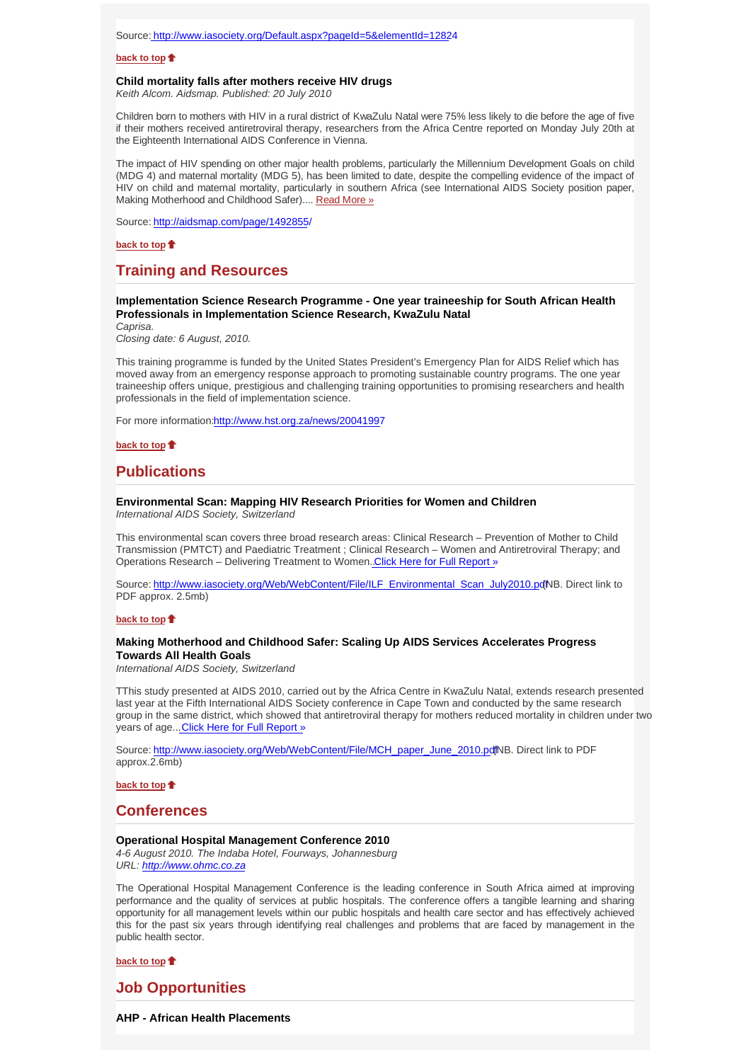Source: http://www.iasociety.org/Default.aspx?pageId=5&elementId=12824

**back to top**

### Child mortality falls after mothers receive HIV drugs

*Keith Alcom. Aidsmap. Published: 20 July 2010*

Children born to mothers with HIV in a rural district of KwaZulu Natal were 75% less likely to die before the age of five if their mothers received antiretroviral therapy, researchers from the Africa Centre reported on Monday July 20th at the Eighteenth International AIDS Conference in Vienna.

The impact of HIV spending on other major health problems, particularly the Millennium Development Goals on child (MDG 4) and maternal mortality (MDG 5), has been limited to date, despite the compelling evidence of the impact of HIV on child and maternal mortality, particularly in southern Africa (see International AIDS Society position paper, Making Motherhood and Childhood Safer).... Read More »

Source: http://aidsmap.com/page/1492855/

**back to top**

## Training and Resources

### Implementation Science Research Programme - One year traineeship for South African Health Professionals in Implementation Science Research, KwaZulu Natal

*Caprisa.*
*Closing date: 6 August, 2010.*

This training programme is funded by the United States President's Emergency Plan for AIDS Relief which has moved away from an emergency response approach to promoting sustainable country programs. The one year traineeship offers unique, prestigious and challenging training opportunities to promising researchers and health professionals in the field of implementation science.

For more information:http://www.hst.org.za/news/20041997

**back to top**

## Publications

### Environmental Scan: Mapping HIV Research Priorities for Women and Children

*International AIDS Society, Switzerland*

This environmental scan covers three broad research areas: Clinical Research – Prevention of Mother to Child Transmission (PMTCT) and Paediatric Treatment ; Clinical Research – Women and Antiretroviral Therapy; and Operations Research – Delivering Treatment to Women. Click Here for Full Report »

Source: http://www.iasociety.org/Web/WebContent/File/ILF_Environmental_Scan_July2010.pdf (NB. Direct link to PDF approx. 2.5mb)

**back to top**

### Making Motherhood and Childhood Safer: Scaling Up AIDS Services Accelerates Progress Towards All Health Goals

*International AIDS Society, Switzerland*

TThis study presented at AIDS 2010, carried out by the Africa Centre in KwaZulu Natal, extends research presented last year at the Fifth International AIDS Society conference in Cape Town and conducted by the same research group in the same district, which showed that antiretroviral therapy for mothers reduced mortality in children under two years of age... Click Here for Full Report »

Source: http://www.iasociety.org/Web/WebContent/File/MCH_paper_June_2010.pdf (NB. Direct link to PDF approx.2.6mb)

**back to top**

## Conferences

### Operational Hospital Management Conference 2010

*4-6 August 2010. The Indaba Hotel, Fourways, Johannesburg*
*URL: http://www.ohmc.co.za*

The Operational Hospital Management Conference is the leading conference in South Africa aimed at improving performance and the quality of services at public hospitals. The conference offers a tangible learning and sharing opportunity for all management levels within our public hospitals and health care sector and has effectively achieved this for the past six years through identifying real challenges and problems that are faced by management in the public health sector.

**back to top**

## Job Opportunities

### AHP - African Health Placements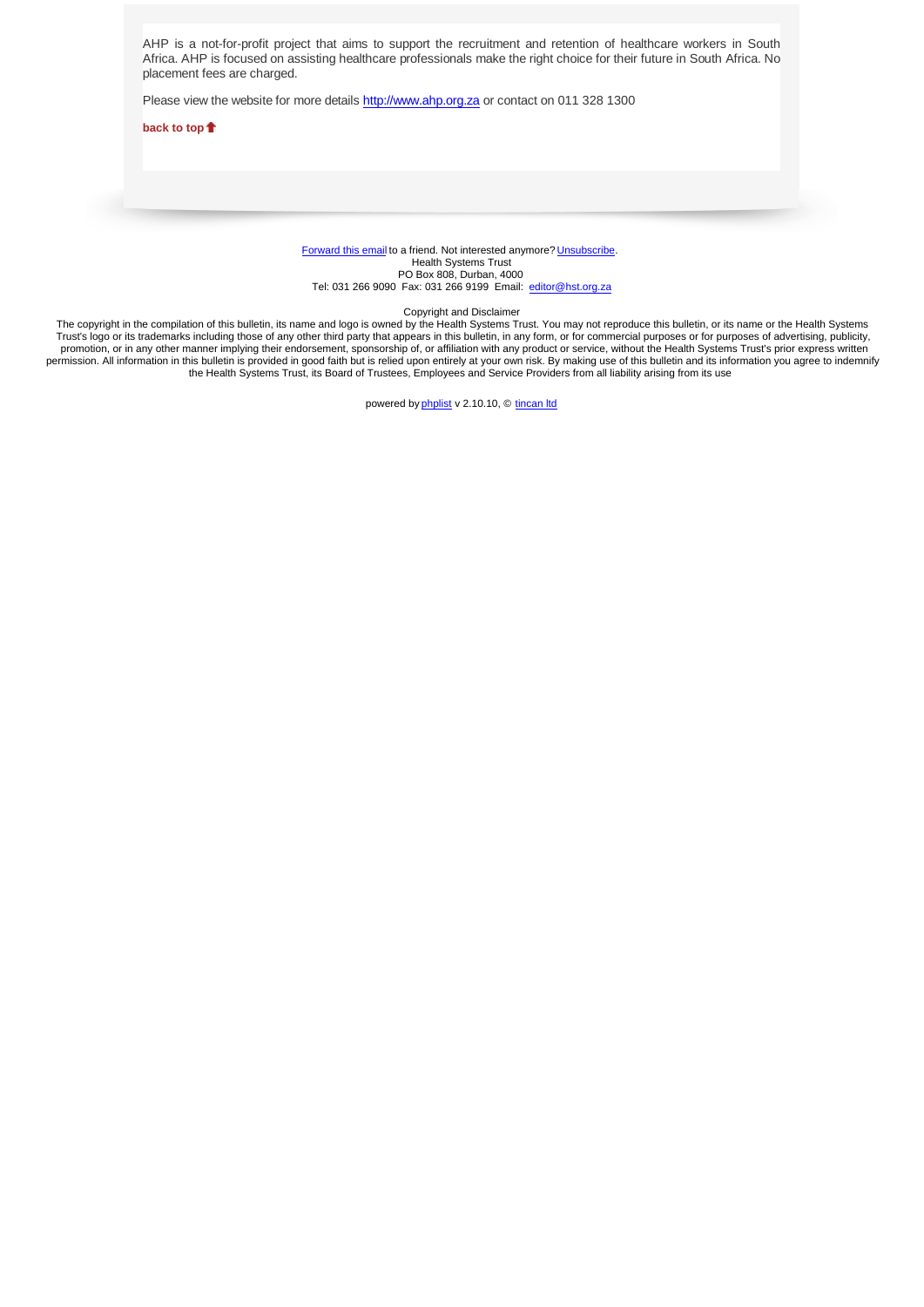AHP is a not-for-profit project that aims to support the recruitment and retention of healthcare workers in South Africa. AHP is focused on assisting healthcare professionals make the right choice for their future in South Africa. No placement fees are charged.

Please view the website for more details http://www.ahp.org.za or contact on 011 328 1300

**back to top**

Forward this email to a friend. Not interested anymore? Unsubscribe.
Health Systems Trust
PO Box 808, Durban, 4000
Tel: 031 266 9090 Fax: 031 266 9199 Email: editor@hst.org.za

Copyright and Disclaimer
The copyright in the compilation of this bulletin, its name and logo is owned by the Health Systems Trust. You may not reproduce this bulletin, or its name or the Health Systems Trust's logo or its trademarks including those of any other third party that appears in this bulletin, in any form, or for commercial purposes or for purposes of advertising, publicity, promotion, or in any other manner implying their endorsement, sponsorship of, or affiliation with any product or service, without the Health Systems Trust's prior express written permission. All information in this bulletin is provided in good faith but is relied upon entirely at your own risk. By making use of this bulletin and its information you agree to indemnify the Health Systems Trust, its Board of Trustees, Employees and Service Providers from all liability arising from its use

powered by phplist v 2.10.10, © tincan ltd